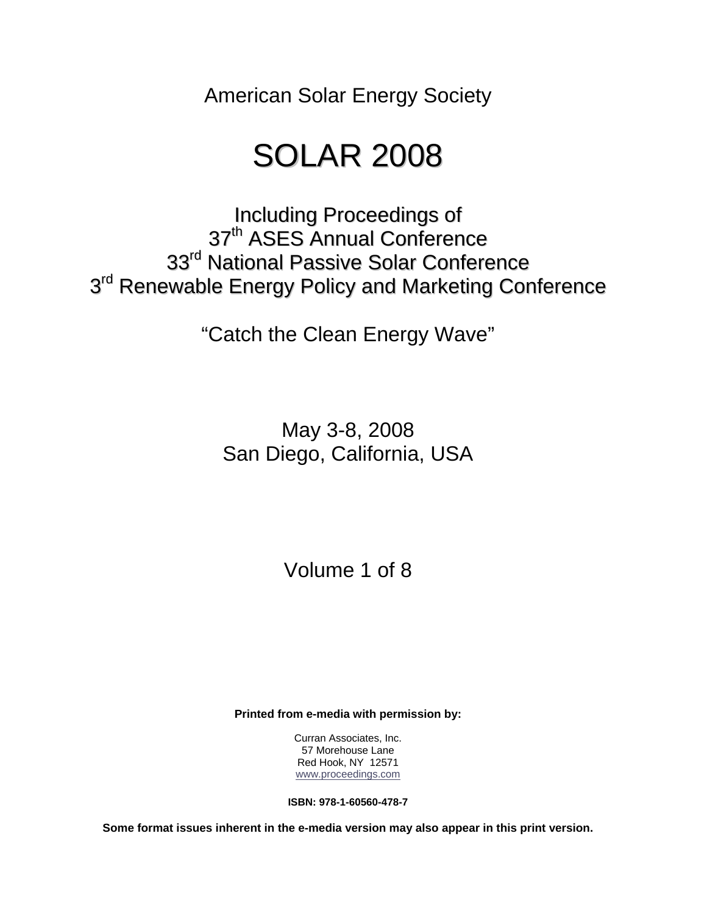American Solar Energy Society

# SOLAR 2008

## Including Proceedings of
## 37th ASES Annual Conference
## 33rd National Passive Solar Conference
## 3rd Renewable Energy Policy and Marketing Conference

"Catch the Clean Energy Wave"

May 3-8, 2008
San Diego, California, USA

Volume 1 of 8

**Printed from e-media with permission by:**

Curran Associates, Inc.
57 Morehouse Lane
Red Hook, NY 12571
www.proceedings.com

**ISBN: 978-1-60560-478-7**

**Some format issues inherent in the e-media version may also appear in this print version.**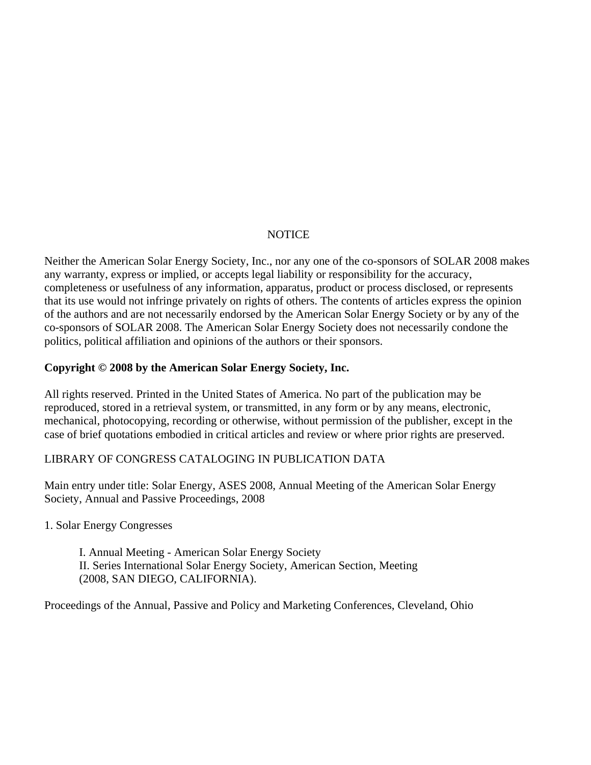NOTICE

Neither the American Solar Energy Society, Inc., nor any one of the co-sponsors of SOLAR 2008 makes any warranty, express or implied, or accepts legal liability or responsibility for the accuracy, completeness or usefulness of any information, apparatus, product or process disclosed, or represents that its use would not infringe privately on rights of others. The contents of articles express the opinion of the authors and are not necessarily endorsed by the American Solar Energy Society or by any of the co-sponsors of SOLAR 2008. The American Solar Energy Society does not necessarily condone the politics, political affiliation and opinions of the authors or their sponsors.

**Copyright © 2008 by the American Solar Energy Society, Inc.**

All rights reserved. Printed in the United States of America. No part of the publication may be reproduced, stored in a retrieval system, or transmitted, in any form or by any means, electronic, mechanical, photocopying, recording or otherwise, without permission of the publisher, except in the case of brief quotations embodied in critical articles and review or where prior rights are preserved.

LIBRARY OF CONGRESS CATALOGING IN PUBLICATION DATA

Main entry under title: Solar Energy, ASES 2008, Annual Meeting of the American Solar Energy Society, Annual and Passive Proceedings, 2008

1. Solar Energy Congresses

    I. Annual Meeting - American Solar Energy Society
    II. Series International Solar Energy Society, American Section, Meeting
    (2008, SAN DIEGO, CALIFORNIA).

Proceedings of the Annual, Passive and Policy and Marketing Conferences, Cleveland, Ohio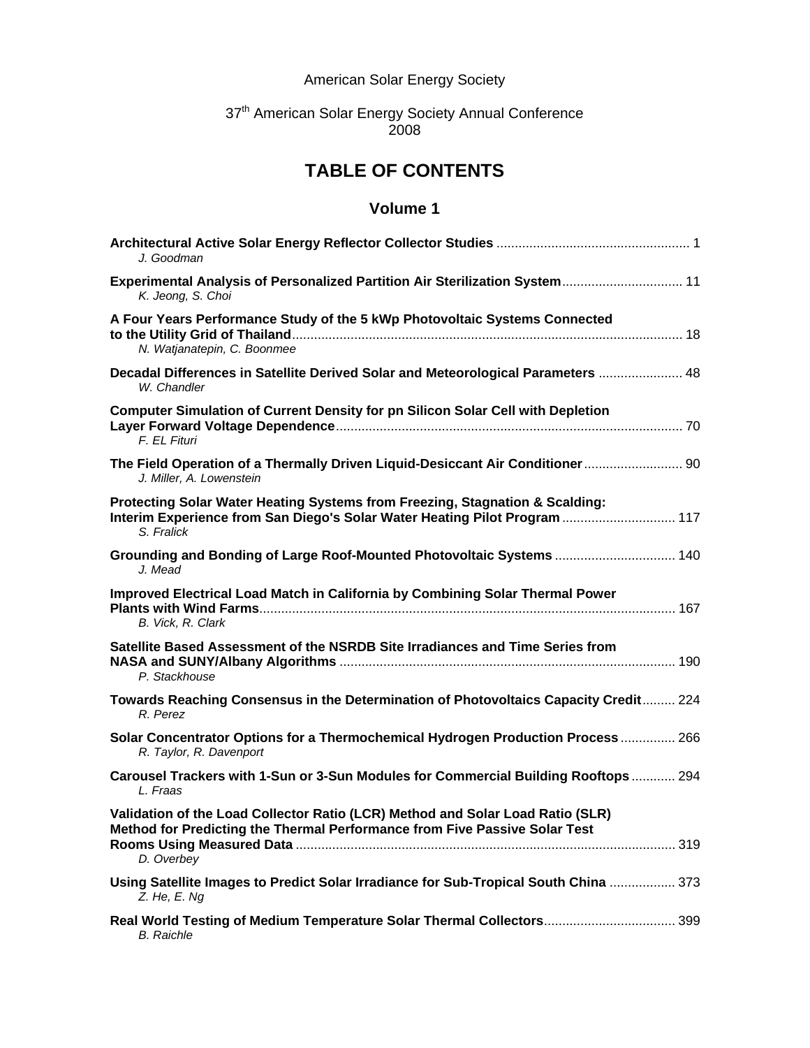American Solar Energy Society

37th American Solar Energy Society Annual Conference
2008

# TABLE OF CONTENTS

## Volume 1

**Architectural Active Solar Energy Reflector Collector Studies** .................................................... 1
*J. Goodman*

**Experimental Analysis of Personalized Partition Air Sterilization System**................................ 11
*K. Jeong, S. Choi*

**A Four Years Performance Study of the 5 kWp Photovoltaic Systems Connected to the Utility Grid of Thailand**.......................................................................................................... 18
*N. Watjanatepin, C. Boonmee*

**Decadal Differences in Satellite Derived Solar and Meteorological Parameters** ...................... 48
*W. Chandler*

**Computer Simulation of Current Density for pn Silicon Solar Cell with Depletion Layer Forward Voltage Dependence**.............................................................................................. 70
*F. EL Fituri*

**The Field Operation of a Thermally Driven Liquid-Desiccant Air Conditioner**........................... 90
*J. Miller, A. Lowenstein*

**Protecting Solar Water Heating Systems from Freezing, Stagnation & Scalding: Interim Experience from San Diego's Solar Water Heating Pilot Program** .............................. 117
*S. Fralick*

**Grounding and Bonding of Large Roof-Mounted Photovoltaic Systems** ................................ 140
*J. Mead*

**Improved Electrical Load Match in California by Combining Solar Thermal Power Plants with Wind Farms**................................................................................................................. 167
*B. Vick, R. Clark*

**Satellite Based Assessment of the NSRDB Site Irradiances and Time Series from NASA and SUNY/Albany Algorithms** ........................................................................................... 190
*P. Stackhouse*

**Towards Reaching Consensus in the Determination of Photovoltaics Capacity Credit**......... 224
*R. Perez*

**Solar Concentrator Options for a Thermochemical Hydrogen Production Process** ............... 266
*R. Taylor, R. Davenport*

**Carousel Trackers with 1-Sun or 3-Sun Modules for Commercial Building Rooftops** ............ 294
*L. Fraas*

**Validation of the Load Collector Ratio (LCR) Method and Solar Load Ratio (SLR) Method for Predicting the Thermal Performance from Five Passive Solar Test Rooms Using Measured Data** ....................................................................................................... 319
*D. Overbey*

**Using Satellite Images to Predict Solar Irradiance for Sub-Tropical South China** .................. 373
*Z. He, E. Ng*

**Real World Testing of Medium Temperature Solar Thermal Collectors**.................................... 399
*B. Raichle*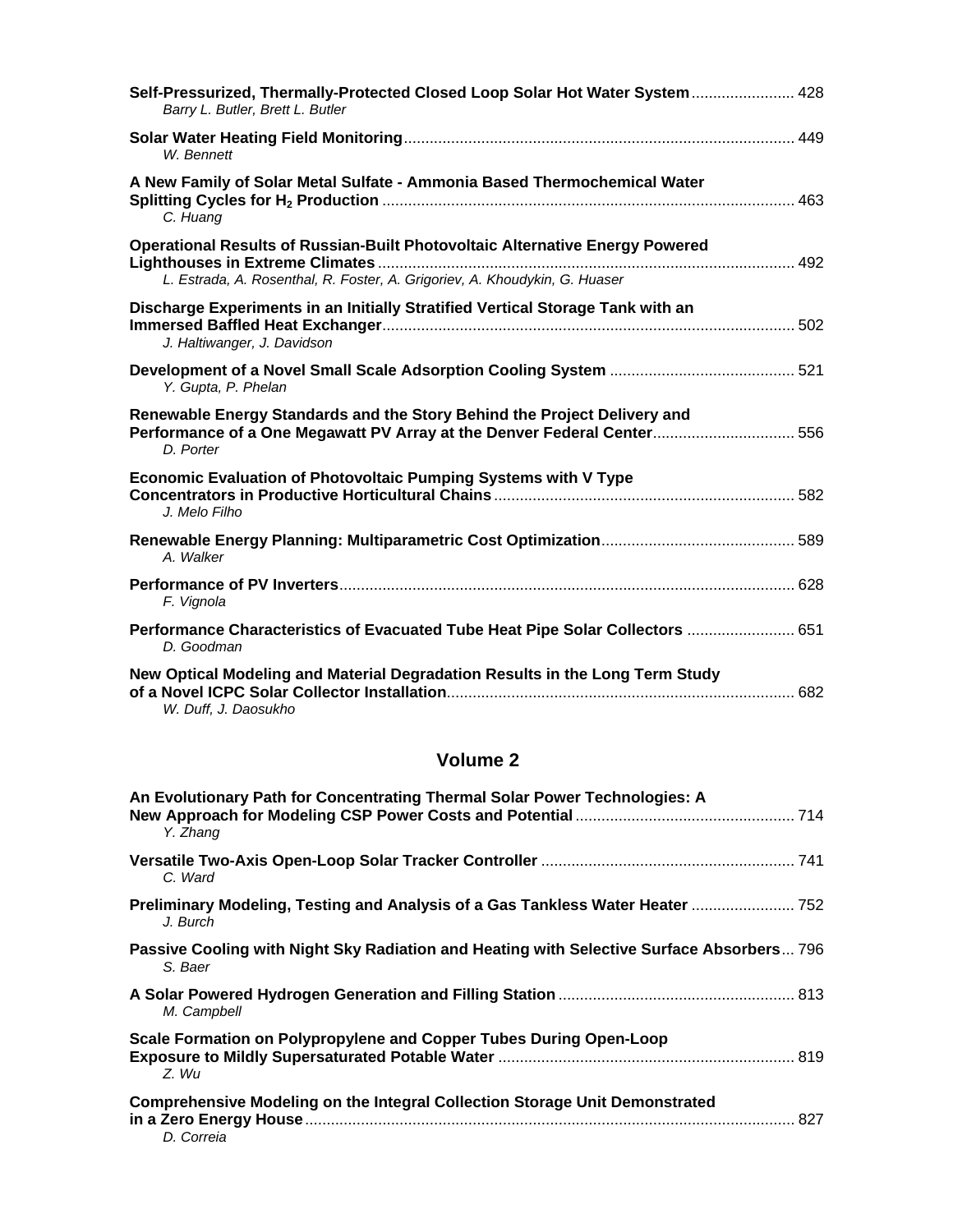**Self-Pressurized, Thermally-Protected Closed Loop Solar Hot Water System** ........................ 428
*Barry L. Butler, Brett L. Butler*

**Solar Water Heating Field Monitoring** ........................................................................................ 449
*W. Bennett*

**A New Family of Solar Metal Sulfate - Ammonia Based Thermochemical Water Splitting Cycles for $H_2$ Production** ........................................................................................ 463
*C. Huang*

**Operational Results of Russian-Built Photovoltaic Alternative Energy Powered Lighthouses in Extreme Climates** ........................................................................................ 492
*L. Estrada, A. Rosenthal, R. Foster, A. Grigoriev, A. Khoudykin, G. Huaser*

**Discharge Experiments in an Initially Stratified Vertical Storage Tank with an Immersed Baffled Heat Exchanger** ........................................................................................ 502
*J. Haltiwanger, J. Davidson*

**Development of a Novel Small Scale Adsorption Cooling System** ........................................... 521
*Y. Gupta, P. Phelan*

**Renewable Energy Standards and the Story Behind the Project Delivery and Performance of a One Megawatt PV Array at the Denver Federal Center** ................................ 556
*D. Porter*

**Economic Evaluation of Photovoltaic Pumping Systems with V Type Concentrators in Productive Horticultural Chains** ...................................................................... 582
*J. Melo Filho*

**Renewable Energy Planning: Multiparametric Cost Optimization** ............................................ 589
*A. Walker*

**Performance of PV Inverters** ........................................................................................ 628
*F. Vignola*

**Performance Characteristics of Evacuated Tube Heat Pipe Solar Collectors** ........................ 651
*D. Goodman*

**New Optical Modeling and Material Degradation Results in the Long Term Study of a Novel ICPC Solar Collector Installation** ................................................................................ 682
*W. Duff, J. Daosukho*

## Volume 2

**An Evolutionary Path for Concentrating Thermal Solar Power Technologies: A New Approach for Modeling CSP Power Costs and Potential** .................................................. 714
*Y. Zhang*

**Versatile Two-Axis Open-Loop Solar Tracker Controller** .......................................................... 741
*C. Ward*

**Preliminary Modeling, Testing and Analysis of a Gas Tankless Water Heater** ........................ 752
*J. Burch*

**Passive Cooling with Night Sky Radiation and Heating with Selective Surface Absorbers** ... 796
*S. Baer*

**A Solar Powered Hydrogen Generation and Filling Station** ...................................................... 813
*M. Campbell*

**Scale Formation on Polypropylene and Copper Tubes During Open-Loop Exposure to Mildly Supersaturated Potable Water** .................................................................... 819
*Z. Wu*

**Comprehensive Modeling on the Integral Collection Storage Unit Demonstrated in a Zero Energy House** ................................................................................................ 827
*D. Correia*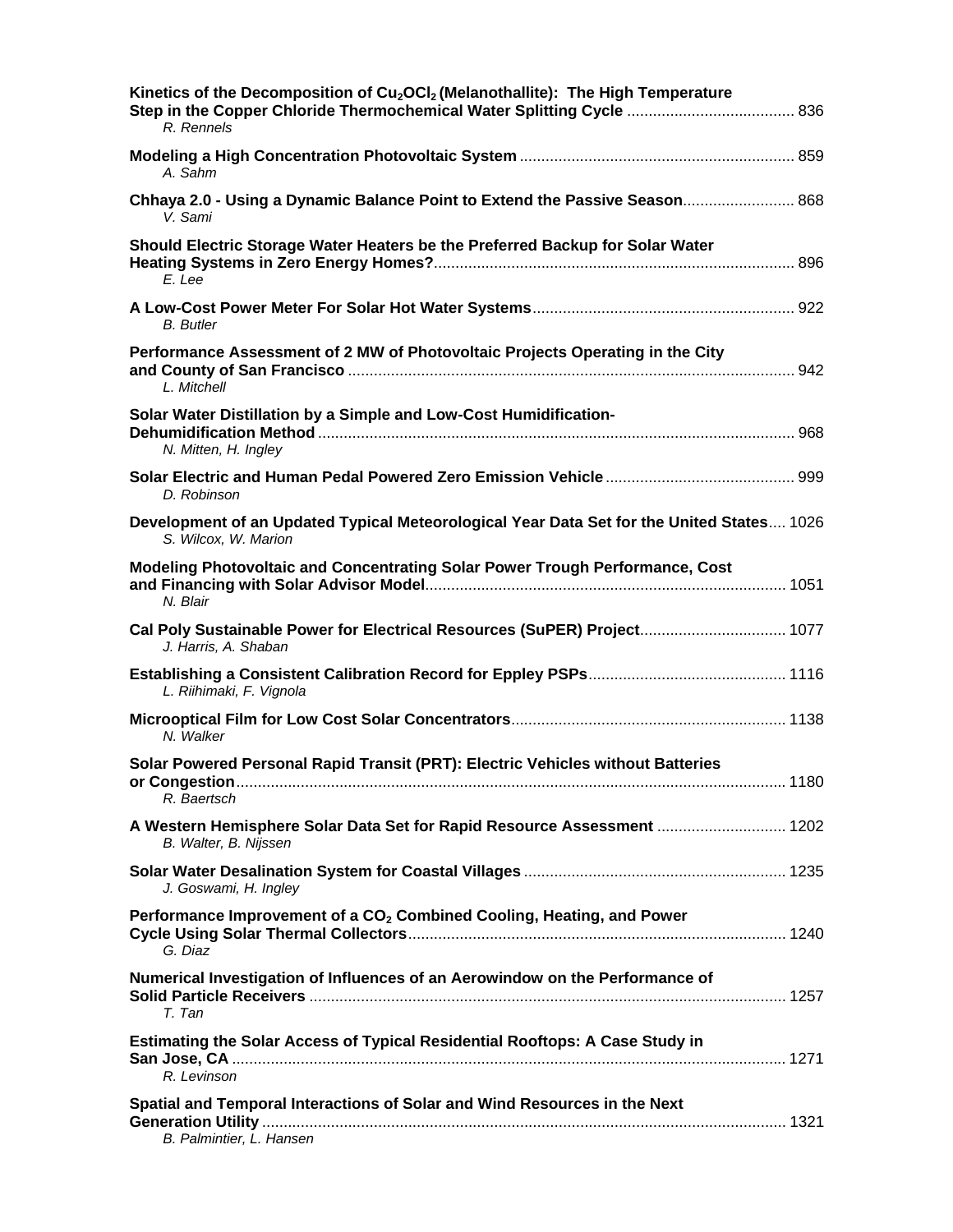**Kinetics of the Decomposition of $Cu_2OCl_2$ (Melanothallite): The High Temperature Step in the Copper Chloride Thermochemical Water Splitting Cycle** ....................................... 836
*R. Rennels*

**Modeling a High Concentration Photovoltaic System** ................................................................ 859
*A. Sahm*

**Chhaya 2.0 - Using a Dynamic Balance Point to Extend the Passive Season**.......................... 868
*V. Sami*

**Should Electric Storage Water Heaters be the Preferred Backup for Solar Water Heating Systems in Zero Energy Homes?**.................................................................................... 896
*E. Lee*

**A Low-Cost Power Meter For Solar Hot Water Systems**............................................................. 922
*B. Butler*

**Performance Assessment of 2 MW of Photovoltaic Projects Operating in the City and County of San Francisco** ....................................................................................................... 942
*L. Mitchell*

**Solar Water Distillation by a Simple and Low-Cost Humidification-Dehumidification Method** .............................................................................................................. 968
*N. Mitten, H. Ingley*

**Solar Electric and Human Pedal Powered Zero Emission Vehicle** ............................................ 999
*D. Robinson*

**Development of an Updated Typical Meteorological Year Data Set for the United States**.... 1026
*S. Wilcox, W. Marion*

**Modeling Photovoltaic and Concentrating Solar Power Trough Performance, Cost and Financing with Solar Advisor Model**................................................................................... 1051
*N. Blair*

**Cal Poly Sustainable Power for Electrical Resources (SuPER) Project**.................................. 1077
*J. Harris, A. Shaban*

**Establishing a Consistent Calibration Record for Eppley PSPs**.............................................. 1116
*L. Riihimaki, F. Vignola*

**Microoptical Film for Low Cost Solar Concentrators**................................................................ 1138
*N. Walker*

**Solar Powered Personal Rapid Transit (PRT): Electric Vehicles without Batteries or Congestion**............................................................................................................................... 1180
*R. Baertsch*

**A Western Hemisphere Solar Data Set for Rapid Resource Assessment** .............................. 1202
*B. Walter, B. Nijssen*

**Solar Water Desalination System for Coastal Villages** ............................................................. 1235
*J. Goswami, H. Ingley*

**Performance Improvement of a $CO_2$ Combined Cooling, Heating, and Power Cycle Using Solar Thermal Collectors**....................................................................................... 1240
*G. Diaz*

**Numerical Investigation of Influences of an Aerowindow on the Performance of Solid Particle Receivers** .............................................................................................................. 1257
*T. Tan*

**Estimating the Solar Access of Typical Residential Rooftops: A Case Study in San Jose, CA** ................................................................................................................................ 1271
*R. Levinson*

**Spatial and Temporal Interactions of Solar and Wind Resources in the Next Generation Utility** ......................................................................................................................... 1321
*B. Palmintier, L. Hansen*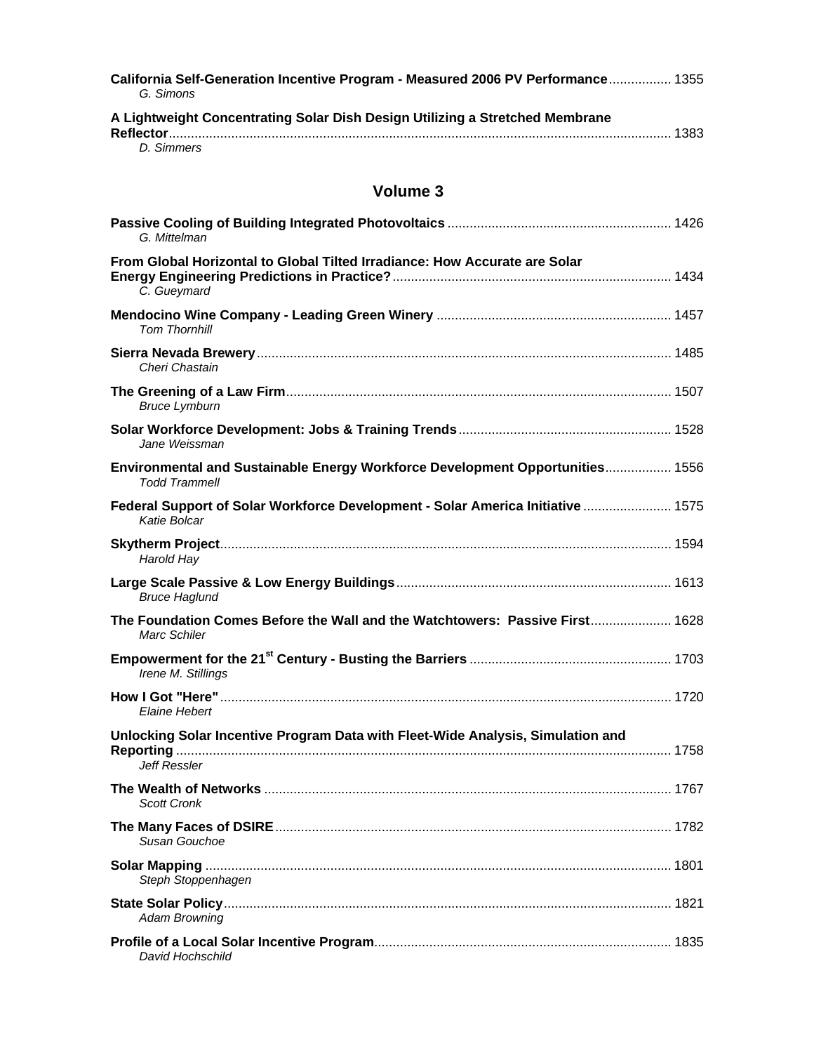**California Self-Generation Incentive Program - Measured 2006 PV Performance** ................ 1355
*G. Simons*

**A Lightweight Concentrating Solar Dish Design Utilizing a Stretched Membrane Reflector** ........................................................................................................................ 1383
*D. Simmers*

## Volume 3

**Passive Cooling of Building Integrated Photovoltaics** ............................................................ 1426
*G. Mittelman*

**From Global Horizontal to Global Tilted Irradiance: How Accurate are Solar Energy Engineering Predictions in Practice?** ........................................................................... 1434
*C. Gueymard*

**Mendocino Wine Company - Leading Green Winery** ............................................................... 1457
*Tom Thornhill*

**Sierra Nevada Brewery** ............................................................................................................... 1485
*Cheri Chastain*

**The Greening of a Law Firm** ....................................................................................................... 1507
*Bruce Lymburn*

**Solar Workforce Development: Jobs & Training Trends** .......................................................... 1528
*Jane Weissman*

**Environmental and Sustainable Energy Workforce Development Opportunities** ................. 1556
*Todd Trammell*

**Federal Support of Solar Workforce Development - Solar America Initiative** ........................ 1575
*Katie Bolcar*

**Skytherm Project** ......................................................................................................................... 1594
*Harold Hay*

**Large Scale Passive & Low Energy Buildings** .......................................................................... 1613
*Bruce Haglund*

**The Foundation Comes Before the Wall and the Watchtowers: Passive First** ...................... 1628
*Marc Schiler*

**Empowerment for the 21st Century - Busting the Barriers** ...................................................... 1703
*Irene M. Stillings*

**How I Got "Here"** ......................................................................................................................... 1720
*Elaine Hebert*

**Unlocking Solar Incentive Program Data with Fleet-Wide Analysis, Simulation and Reporting** ...................................................................................................................... 1758
*Jeff Ressler*

**The Wealth of Networks** ............................................................................................................. 1767
*Scott Cronk*

**The Many Faces of DSIRE** .......................................................................................................... 1782
*Susan Gouchoe*

**Solar Mapping** ............................................................................................................................. 1801
*Steph Stoppenhagen*

**State Solar Policy** ......................................................................................................................... 1821
*Adam Browning*

**Profile of a Local Solar Incentive Program** ................................................................................ 1835
*David Hochschild*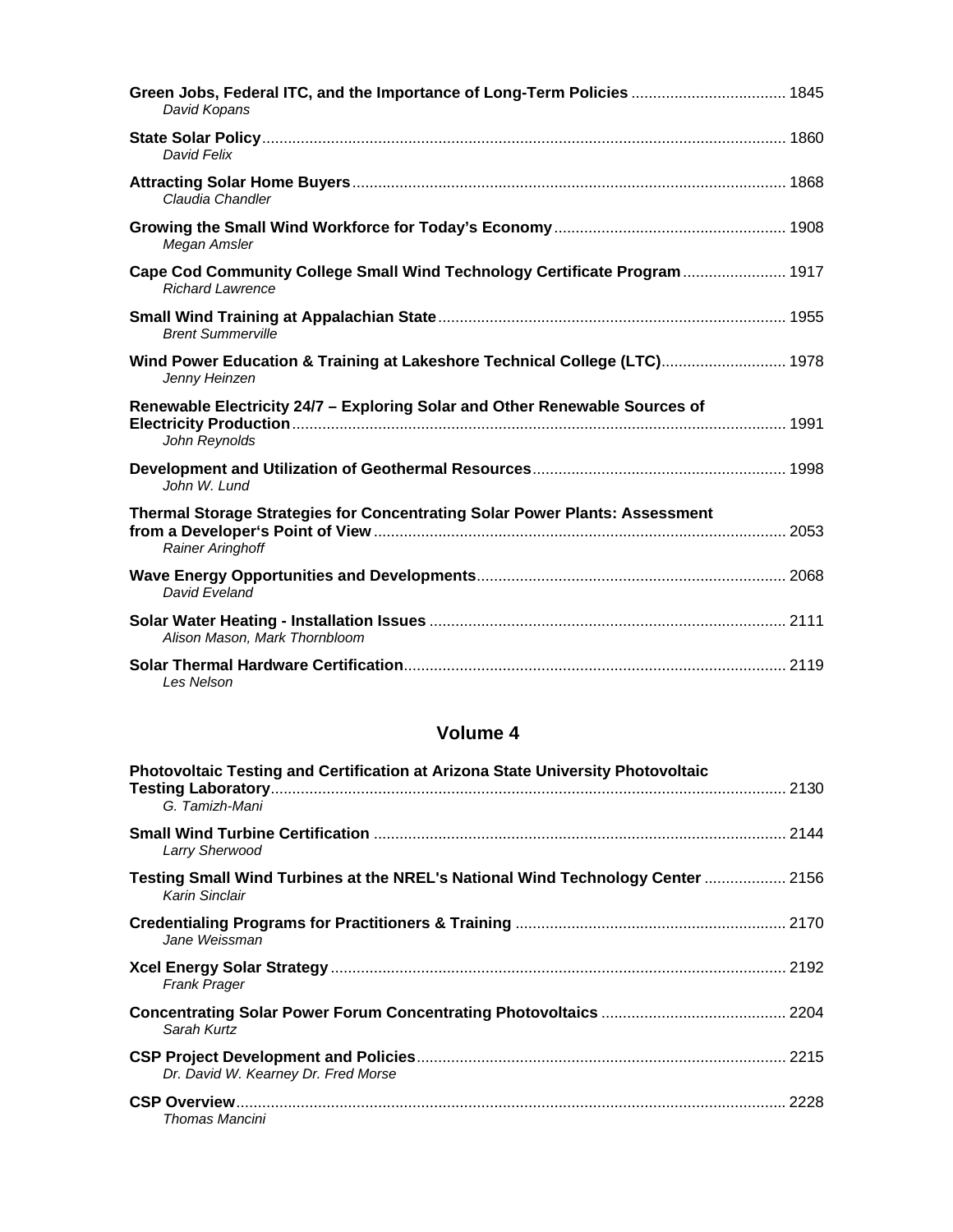**Green Jobs, Federal ITC, and the Importance of Long-Term Policies** .................................... 1845
*David Kopans*

**State Solar Policy** ......................................................................................................................... 1860
*David Felix*

**Attracting Solar Home Buyers** .................................................................................................... 1868
*Claudia Chandler*

**Growing the Small Wind Workforce for Today's Economy** ..................................................... 1908
*Megan Amsler*

**Cape Cod Community College Small Wind Technology Certificate Program** ........................ 1917
*Richard Lawrence*

**Small Wind Training at Appalachian State** ................................................................................ 1955
*Brent Summerville*

**Wind Power Education & Training at Lakeshore Technical College (LTC)** ............................. 1978
*Jenny Heinzen*

**Renewable Electricity 24/7 – Exploring Solar and Other Renewable Sources of Electricity Production** .................................................................................................................. 1991
*John Reynolds*

**Development and Utilization of Geothermal Resources** .......................................................... 1998
*John W. Lund*

**Thermal Storage Strategies for Concentrating Solar Power Plants: Assessment from a Developer's Point of View** .............................................................................................. 2053
*Rainer Aringhoff*

**Wave Energy Opportunities and Developments** ....................................................................... 2068
*David Eveland*

**Solar Water Heating - Installation Issues** .................................................................................. 2111
*Alison Mason, Mark Thornbloom*

**Solar Thermal Hardware Certification** ........................................................................................ 2119
*Les Nelson*

## Volume 4

**Photovoltaic Testing and Certification at Arizona State University Photovoltaic Testing Laboratory** ....................................................................................................................... 2130
*G. Tamizh-Mani*

**Small Wind Turbine Certification** ............................................................................................... 2144
*Larry Sherwood*

**Testing Small Wind Turbines at the NREL's National Wind Technology Center** ................... 2156
*Karin Sinclair*

**Credentialing Programs for Practitioners & Training** .............................................................. 2170
*Jane Weissman*

**Xcel Energy Solar Strategy** ......................................................................................................... 2192
*Frank Prager*

**Concentrating Solar Power Forum Concentrating Photovoltaics** ........................................... 2204
*Sarah Kurtz*

**CSP Project Development and Policies** ..................................................................................... 2215
*Dr. David W. Kearney Dr. Fred Morse*

**CSP Overview** ............................................................................................................................... 2228
*Thomas Mancini*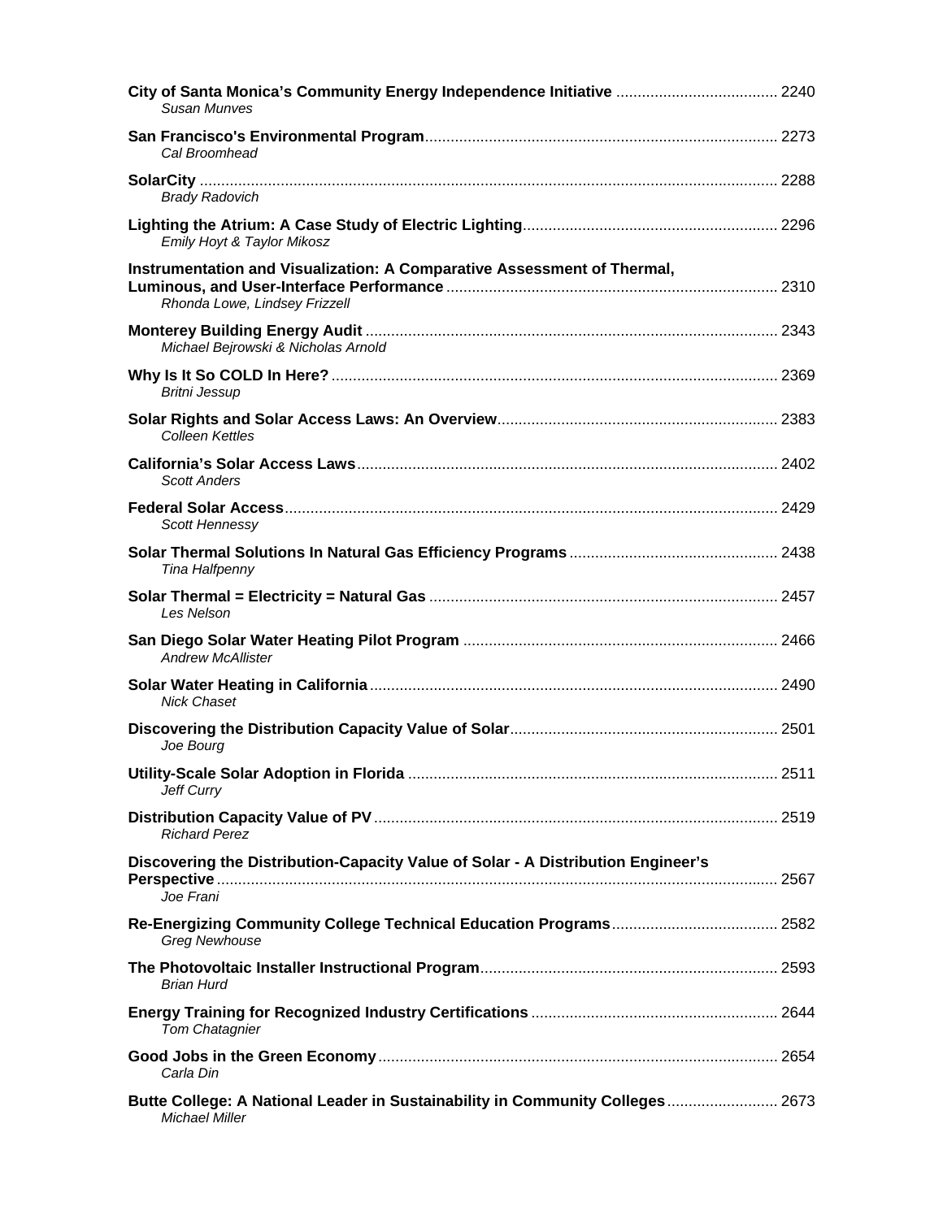**City of Santa Monica's Community Energy Independence Initiative** ..................................... 2240
*Susan Munves*

**San Francisco's Environmental Program**.................................................................................. 2273
*Cal Broomhead*

**SolarCity** ....................................................................................................................................... 2288
*Brady Radovich*

**Lighting the Atrium: A Case Study of Electric Lighting**........................................................... 2296
*Emily Hoyt & Taylor Mikosz*

**Instrumentation and Visualization: A Comparative Assessment of Thermal, Luminous, and User-Interface Performance** ............................................................................ 2310
*Rhonda Lowe, Lindsey Frizzell*

**Monterey Building Energy Audit** ................................................................................................ 2343
*Michael Bejrowski & Nicholas Arnold*

**Why Is It So COLD In Here?** ........................................................................................................ 2369
*Britni Jessup*

**Solar Rights and Solar Access Laws: An Overview**................................................................. 2383
*Colleen Kettles*

**California's Solar Access Laws**.................................................................................................. 2402
*Scott Anders*

**Federal Solar Access**................................................................................................................... 2429
*Scott Hennessy*

**Solar Thermal Solutions In Natural Gas Efficiency Programs**................................................ 2438
*Tina Halfpenny*

**Solar Thermal = Electricity = Natural Gas** ................................................................................. 2457
*Les Nelson*

**San Diego Solar Water Heating Pilot Program** ......................................................................... 2466
*Andrew McAllister*

**Solar Water Heating in California**............................................................................................... 2490
*Nick Chaset*

**Discovering the Distribution Capacity Value of Solar**.............................................................. 2501
*Joe Bourg*

**Utility-Scale Solar Adoption in Florida** ...................................................................................... 2511
*Jeff Curry*

**Distribution Capacity Value of PV**.............................................................................................. 2519
*Richard Perez*

**Discovering the Distribution-Capacity Value of Solar - A Distribution Engineer's Perspective**................................................................................................................................... 2567
*Joe Frani*

**Re-Energizing Community College Technical Education Programs**....................................... 2582
*Greg Newhouse*

**The Photovoltaic Installer Instructional Program**.................................................................... 2593
*Brian Hurd*

**Energy Training for Recognized Industry Certifications** ......................................................... 2644
*Tom Chatagnier*

**Good Jobs in the Green Economy**............................................................................................. 2654
*Carla Din*

**Butte College: A National Leader in Sustainability in Community Colleges**......................... 2673
*Michael Miller*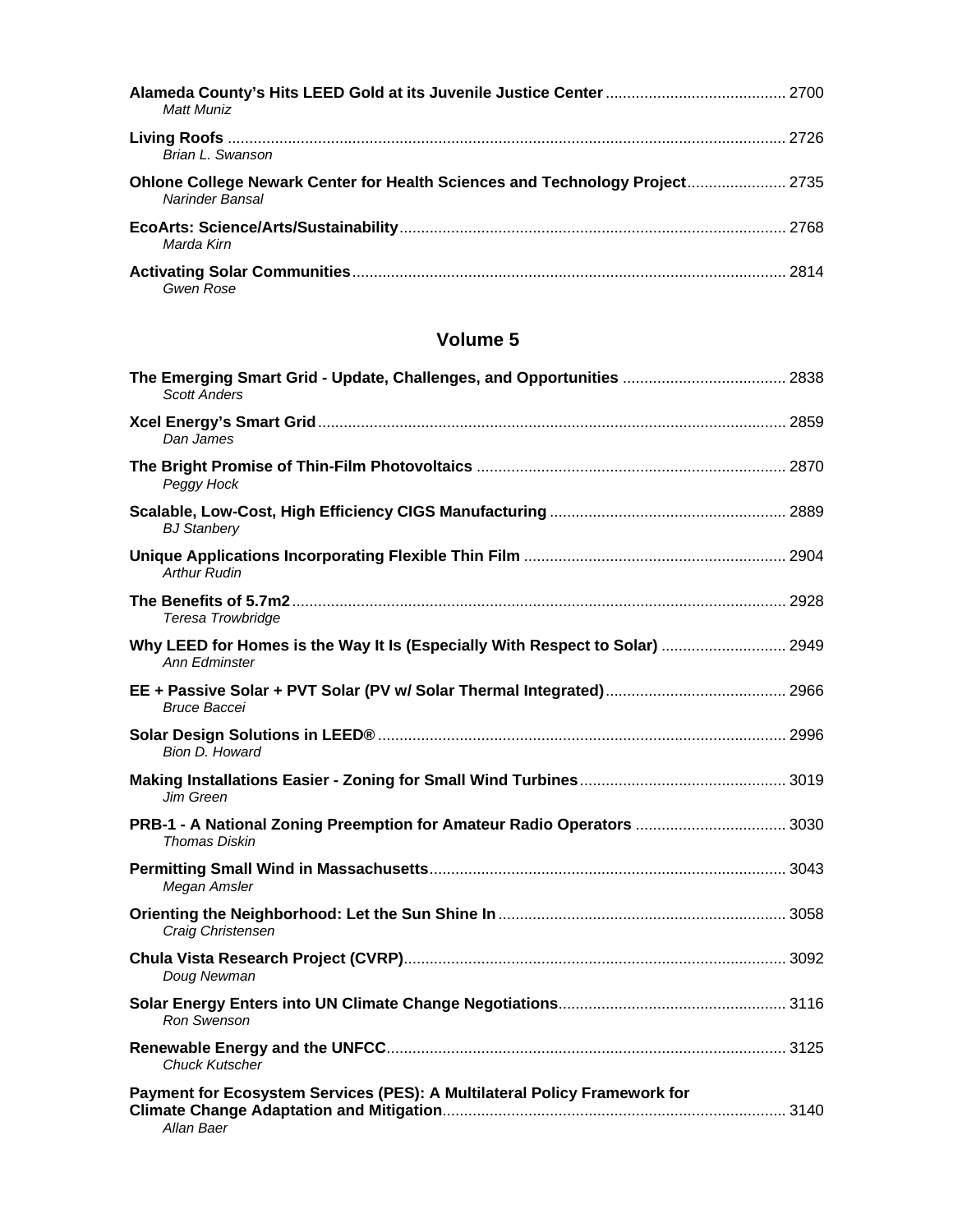**Alameda County's Hits LEED Gold at its Juvenile Justice Center** .......... 2700
*Matt Muniz*

**Living Roofs** .......... 2726
*Brian L. Swanson*

**Ohlone College Newark Center for Health Sciences and Technology Project** .......... 2735
*Narinder Bansal*

**EcoArts: Science/Arts/Sustainability** .......... 2768
*Marda Kirn*

**Activating Solar Communities** .......... 2814
*Gwen Rose*

## Volume 5

**The Emerging Smart Grid - Update, Challenges, and Opportunities** .......... 2838
*Scott Anders*

**Xcel Energy's Smart Grid** .......... 2859
*Dan James*

**The Bright Promise of Thin-Film Photovoltaics** .......... 2870
*Peggy Hock*

**Scalable, Low-Cost, High Efficiency CIGS Manufacturing** .......... 2889
*BJ Stanbery*

**Unique Applications Incorporating Flexible Thin Film** .......... 2904
*Arthur Rudin*

**The Benefits of 5.7m2** .......... 2928
*Teresa Trowbridge*

**Why LEED for Homes is the Way It Is (Especially With Respect to Solar)** .......... 2949
*Ann Edminster*

**EE + Passive Solar + PVT Solar (PV w/ Solar Thermal Integrated)** .......... 2966
*Bruce Baccei*

**Solar Design Solutions in LEED®** .......... 2996
*Bion D. Howard*

**Making Installations Easier - Zoning for Small Wind Turbines** .......... 3019
*Jim Green*

**PRB-1 - A National Zoning Preemption for Amateur Radio Operators** .......... 3030
*Thomas Diskin*

**Permitting Small Wind in Massachusetts** .......... 3043
*Megan Amsler*

**Orienting the Neighborhood: Let the Sun Shine In** .......... 3058
*Craig Christensen*

**Chula Vista Research Project (CVRP)** .......... 3092
*Doug Newman*

**Solar Energy Enters into UN Climate Change Negotiations** .......... 3116
*Ron Swenson*

**Renewable Energy and the UNFCC** .......... 3125
*Chuck Kutscher*

**Payment for Ecosystem Services (PES): A Multilateral Policy Framework for Climate Change Adaptation and Mitigation** .......... 3140
*Allan Baer*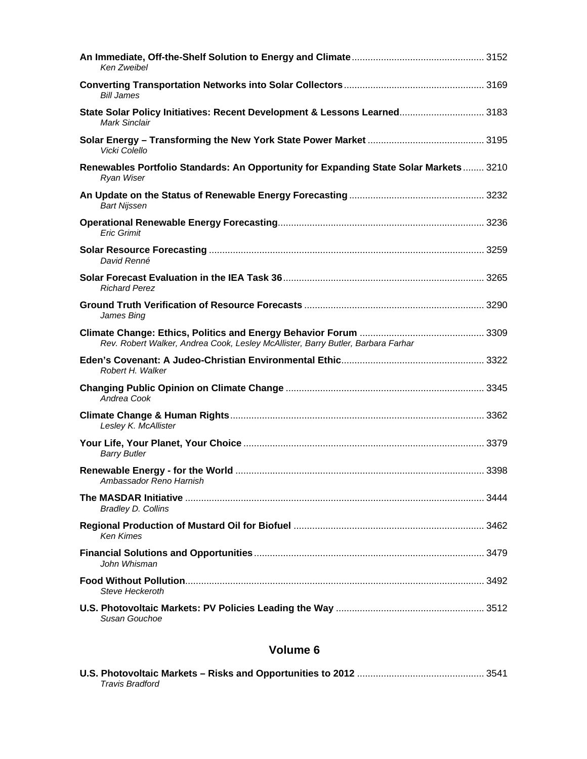**An Immediate, Off-the-Shelf Solution to Energy and Climate** ..... 3152
*Ken Zweibel*

**Converting Transportation Networks into Solar Collectors** ..... 3169
*Bill James*

**State Solar Policy Initiatives: Recent Development & Lessons Learned** ..... 3183
*Mark Sinclair*

**Solar Energy – Transforming the New York State Power Market** ..... 3195
*Vicki Colello*

**Renewables Portfolio Standards: An Opportunity for Expanding State Solar Markets** ..... 3210
*Ryan Wiser*

**An Update on the Status of Renewable Energy Forecasting** ..... 3232
*Bart Nijssen*

**Operational Renewable Energy Forecasting** ..... 3236
*Eric Grimit*

**Solar Resource Forecasting** ..... 3259
*David Renné*

**Solar Forecast Evaluation in the IEA Task 36** ..... 3265
*Richard Perez*

**Ground Truth Verification of Resource Forecasts** ..... 3290
*James Bing*

**Climate Change: Ethics, Politics and Energy Behavior Forum** ..... 3309
*Rev. Robert Walker, Andrea Cook, Lesley McAllister, Barry Butler, Barbara Farhar*

**Eden's Covenant: A Judeo-Christian Environmental Ethic** ..... 3322
*Robert H. Walker*

**Changing Public Opinion on Climate Change** ..... 3345
*Andrea Cook*

**Climate Change & Human Rights** ..... 3362
*Lesley K. McAllister*

**Your Life, Your Planet, Your Choice** ..... 3379
*Barry Butler*

**Renewable Energy - for the World** ..... 3398
*Ambassador Reno Harnish*

**The MASDAR Initiative** ..... 3444
*Bradley D. Collins*

**Regional Production of Mustard Oil for Biofuel** ..... 3462
*Ken Kimes*

**Financial Solutions and Opportunities** ..... 3479
*John Whisman*

**Food Without Pollution** ..... 3492
*Steve Heckeroth*

**U.S. Photovoltaic Markets: PV Policies Leading the Way** ..... 3512
*Susan Gouchoe*

## Volume 6

**U.S. Photovoltaic Markets – Risks and Opportunities to 2012** ..... 3541
*Travis Bradford*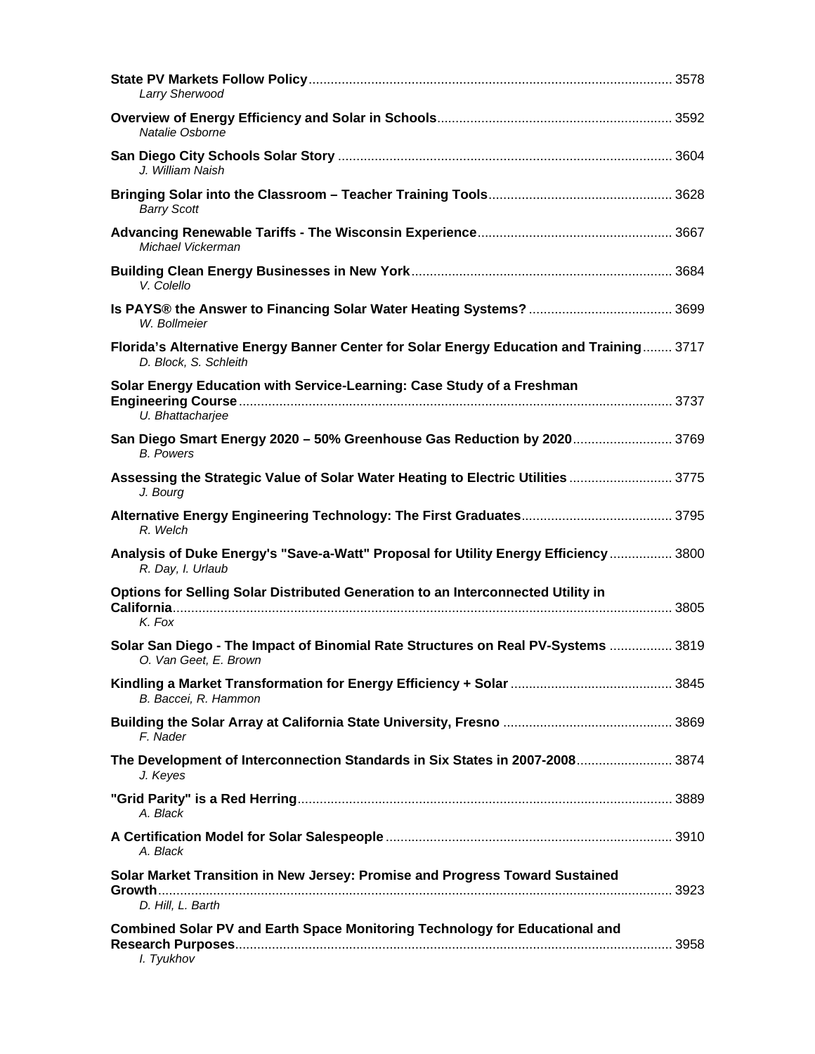**State PV Markets Follow Policy** .......... 3578
*Larry Sherwood*

**Overview of Energy Efficiency and Solar in Schools** .......... 3592
*Natalie Osborne*

**San Diego City Schools Solar Story** .......... 3604
*J. William Naish*

**Bringing Solar into the Classroom – Teacher Training Tools** .......... 3628
*Barry Scott*

**Advancing Renewable Tariffs - The Wisconsin Experience** .......... 3667
*Michael Vickerman*

**Building Clean Energy Businesses in New York** .......... 3684
*V. Colello*

**Is PAYS® the Answer to Financing Solar Water Heating Systems?** .......... 3699
*W. Bollmeier*

**Florida's Alternative Energy Banner Center for Solar Energy Education and Training** .......... 3717
*D. Block, S. Schleith*

**Solar Energy Education with Service-Learning: Case Study of a Freshman Engineering Course** .......... 3737
*U. Bhattacharjee*

**San Diego Smart Energy 2020 – 50% Greenhouse Gas Reduction by 2020** .......... 3769
*B. Powers*

**Assessing the Strategic Value of Solar Water Heating to Electric Utilities** .......... 3775
*J. Bourg*

**Alternative Energy Engineering Technology: The First Graduates** .......... 3795
*R. Welch*

**Analysis of Duke Energy's "Save-a-Watt" Proposal for Utility Energy Efficiency** .......... 3800
*R. Day, I. Urlaub*

**Options for Selling Solar Distributed Generation to an Interconnected Utility in California** .......... 3805
*K. Fox*

**Solar San Diego - The Impact of Binomial Rate Structures on Real PV-Systems** .......... 3819
*O. Van Geet, E. Brown*

**Kindling a Market Transformation for Energy Efficiency + Solar** .......... 3845
*B. Baccei, R. Hammon*

**Building the Solar Array at California State University, Fresno** .......... 3869
*F. Nader*

**The Development of Interconnection Standards in Six States in 2007-2008** .......... 3874
*J. Keyes*

**"Grid Parity" is a Red Herring** .......... 3889
*A. Black*

**A Certification Model for Solar Salespeople** .......... 3910
*A. Black*

**Solar Market Transition in New Jersey: Promise and Progress Toward Sustained Growth** .......... 3923
*D. Hill, L. Barth*

**Combined Solar PV and Earth Space Monitoring Technology for Educational and Research Purposes** .......... 3958
*I. Tyukhov*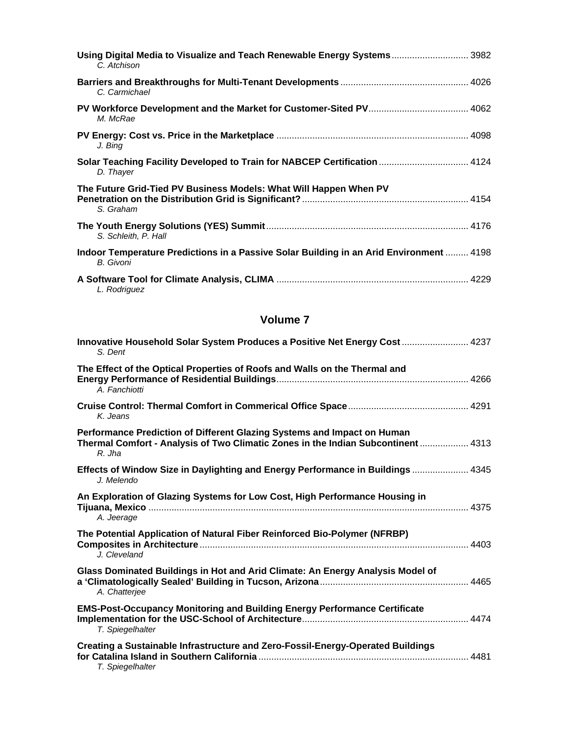**Using Digital Media to Visualize and Teach Renewable Energy Systems** .............................. 3982
*C. Atchison*

**Barriers and Breakthroughs for Multi-Tenant Developments** ................................................. 4026
*C. Carmichael*

**PV Workforce Development and the Market for Customer-Sited PV** ...................................... 4062
*M. McRae*

**PV Energy: Cost vs. Price in the Marketplace** .......................................................................... 4098
*J. Bing*

**Solar Teaching Facility Developed to Train for NABCEP Certification** ................................... 4124
*D. Thayer*

**The Future Grid-Tied PV Business Models: What Will Happen When PV Penetration on the Distribution Grid is Significant?** ................................................................ 4154
*S. Graham*

**The Youth Energy Solutions (YES) Summit** .............................................................................. 4176
*S. Schleith, P. Hall*

**Indoor Temperature Predictions in a Passive Solar Building in an Arid Environment** ......... 4198
*B. Givoni*

**A Software Tool for Climate Analysis, CLIMA** .......................................................................... 4229
*L. Rodriguez*

## Volume 7

**Innovative Household Solar System Produces a Positive Net Energy Cost** .......................... 4237
*S. Dent*

**The Effect of the Optical Properties of Roofs and Walls on the Thermal and Energy Performance of Residential Buildings** .......................................................................... 4266
*A. Fanchiotti*

**Cruise Control: Thermal Comfort in Commerical Office Space** ............................................... 4291
*K. Jeans*

**Performance Prediction of Different Glazing Systems and Impact on Human Thermal Comfort - Analysis of Two Climatic Zones in the Indian Subcontinent** ................... 4313
*R. Jha*

**Effects of Window Size in Daylighting and Energy Performance in Buildings** ...................... 4345
*J. Melendo*

**An Exploration of Glazing Systems for Low Cost, High Performance Housing in Tijuana, Mexico** ............................................................................................................................ 4375
*A. Jeerage*

**The Potential Application of Natural Fiber Reinforced Bio-Polymer (NFRBP) Composites in Architecture** ........................................................................................................ 4403
*J. Cleveland*

**Glass Dominated Buildings in Hot and Arid Climate: An Energy Analysis Model of a 'Climatologically Sealed' Building in Tucson, Arizona** .......................................................... 4465
*A. Chatterjee*

**EMS-Post-Occupancy Monitoring and Building Energy Performance Certificate Implementation for the USC-School of Architecture** ................................................................. 4474
*T. Spiegelhalter*

**Creating a Sustainable Infrastructure and Zero-Fossil-Energy-Operated Buildings for Catalina Island in Southern California** ................................................................................. 4481
*T. Spiegelhalter*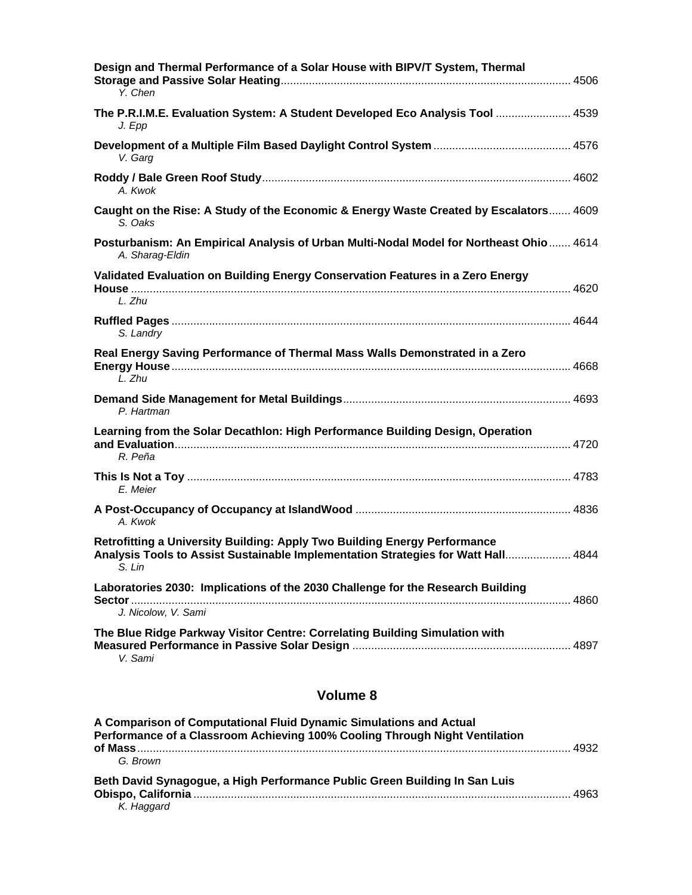**Design and Thermal Performance of a Solar House with BIPV/T System, Thermal Storage and Passive Solar Heating** ............ 4506
*Y. Chen*

**The P.R.I.M.E. Evaluation System: A Student Developed Eco Analysis Tool** ............ 4539
*J. Epp*

**Development of a Multiple Film Based Daylight Control System** ............ 4576
*V. Garg*

**Roddy / Bale Green Roof Study** ............ 4602
*A. Kwok*

**Caught on the Rise: A Study of the Economic & Energy Waste Created by Escalators** ............ 4609
*S. Oaks*

**Posturbanism: An Empirical Analysis of Urban Multi-Nodal Model for Northeast Ohio** ............ 4614
*A. Sharag-Eldin*

**Validated Evaluation on Building Energy Conservation Features in a Zero Energy House** ............ 4620
*L. Zhu*

**Ruffled Pages** ............ 4644
*S. Landry*

**Real Energy Saving Performance of Thermal Mass Walls Demonstrated in a Zero Energy House** ............ 4668
*L. Zhu*

**Demand Side Management for Metal Buildings** ............ 4693
*P. Hartman*

**Learning from the Solar Decathlon: High Performance Building Design, Operation and Evaluation** ............ 4720
*R. Peña*

**This Is Not a Toy** ............ 4783
*E. Meier*

**A Post-Occupancy of Occupancy at IslandWood** ............ 4836
*A. Kwok*

**Retrofitting a University Building: Apply Two Building Energy Performance Analysis Tools to Assist Sustainable Implementation Strategies for Watt Hall** ............ 4844
*S. Lin*

**Laboratories 2030: Implications of the 2030 Challenge for the Research Building Sector** ............ 4860
*J. Nicolow, V. Sami*

**The Blue Ridge Parkway Visitor Centre: Correlating Building Simulation with Measured Performance in Passive Solar Design** ............ 4897
*V. Sami*

## Volume 8

**A Comparison of Computational Fluid Dynamic Simulations and Actual Performance of a Classroom Achieving 100% Cooling Through Night Ventilation of Mass** ............ 4932
*G. Brown*

**Beth David Synagogue, a High Performance Public Green Building In San Luis Obispo, California** ............ 4963
*K. Haggard*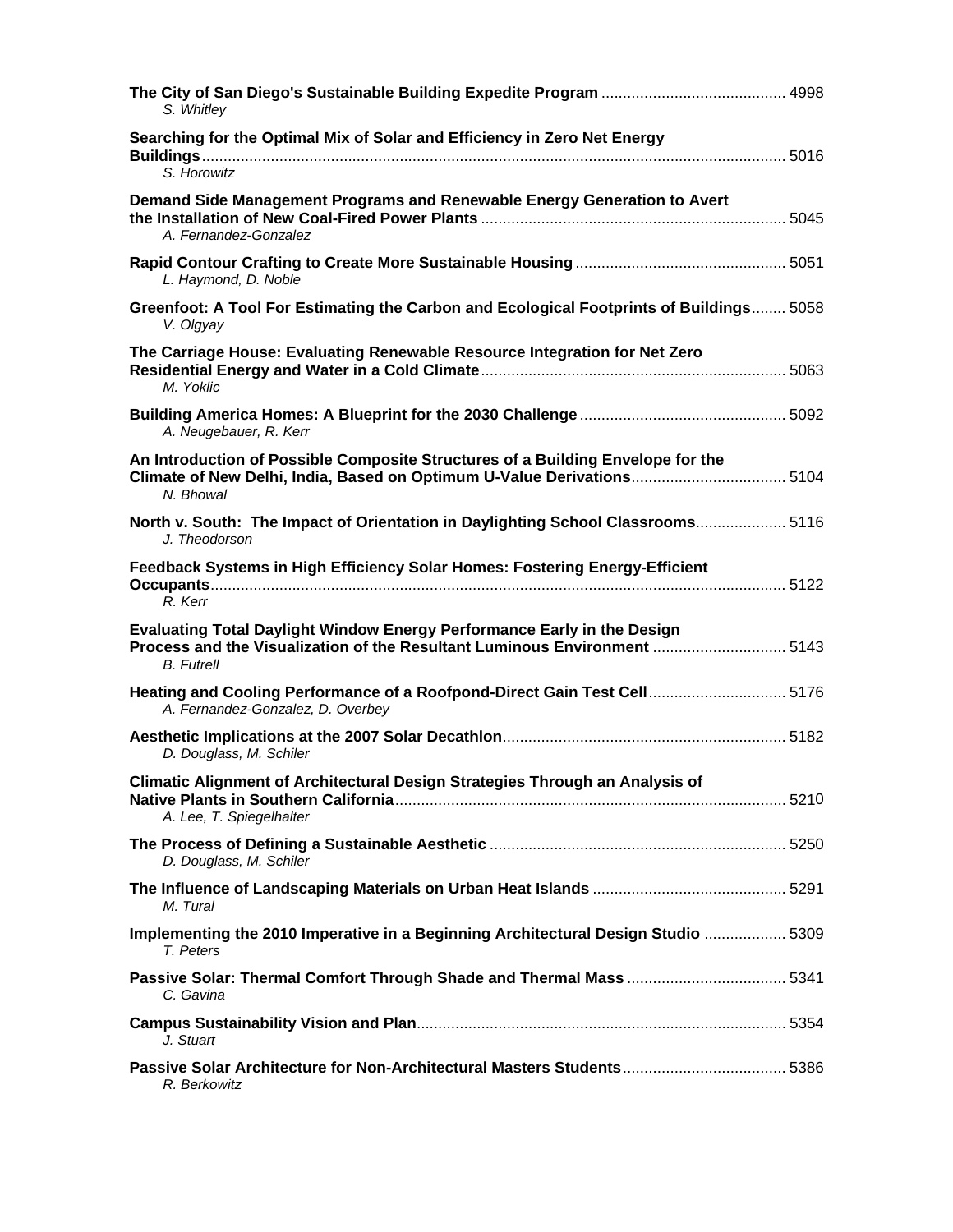**The City of San Diego's Sustainable Building Expedite Program** .......... 4998
*S. Whitley*

**Searching for the Optimal Mix of Solar and Efficiency in Zero Net Energy Buildings** .......... 5016
*S. Horowitz*

**Demand Side Management Programs and Renewable Energy Generation to Avert the Installation of New Coal-Fired Power Plants** .......... 5045
*A. Fernandez-Gonzalez*

**Rapid Contour Crafting to Create More Sustainable Housing** .......... 5051
*L. Haymond, D. Noble*

**Greenfoot: A Tool For Estimating the Carbon and Ecological Footprints of Buildings** .......... 5058
*V. Olgyay*

**The Carriage House: Evaluating Renewable Resource Integration for Net Zero Residential Energy and Water in a Cold Climate** .......... 5063
*M. Yoklic*

**Building America Homes: A Blueprint for the 2030 Challenge** .......... 5092
*A. Neugebauer, R. Kerr*

**An Introduction of Possible Composite Structures of a Building Envelope for the Climate of New Delhi, India, Based on Optimum U-Value Derivations** .......... 5104
*N. Bhowal*

**North v. South: The Impact of Orientation in Daylighting School Classrooms** .......... 5116
*J. Theodorson*

**Feedback Systems in High Efficiency Solar Homes: Fostering Energy-Efficient Occupants** .......... 5122
*R. Kerr*

**Evaluating Total Daylight Window Energy Performance Early in the Design Process and the Visualization of the Resultant Luminous Environment** .......... 5143
*B. Futrell*

**Heating and Cooling Performance of a Roofpond-Direct Gain Test Cell** .......... 5176
*A. Fernandez-Gonzalez, D. Overbey*

**Aesthetic Implications at the 2007 Solar Decathlon** .......... 5182
*D. Douglass, M. Schiler*

**Climatic Alignment of Architectural Design Strategies Through an Analysis of Native Plants in Southern California** .......... 5210
*A. Lee, T. Spiegelhalter*

**The Process of Defining a Sustainable Aesthetic** .......... 5250
*D. Douglass, M. Schiler*

**The Influence of Landscaping Materials on Urban Heat Islands** .......... 5291
*M. Tural*

**Implementing the 2010 Imperative in a Beginning Architectural Design Studio** .......... 5309
*T. Peters*

**Passive Solar: Thermal Comfort Through Shade and Thermal Mass** .......... 5341
*C. Gavina*

**Campus Sustainability Vision and Plan** .......... 5354
*J. Stuart*

**Passive Solar Architecture for Non-Architectural Masters Students** .......... 5386
*R. Berkowitz*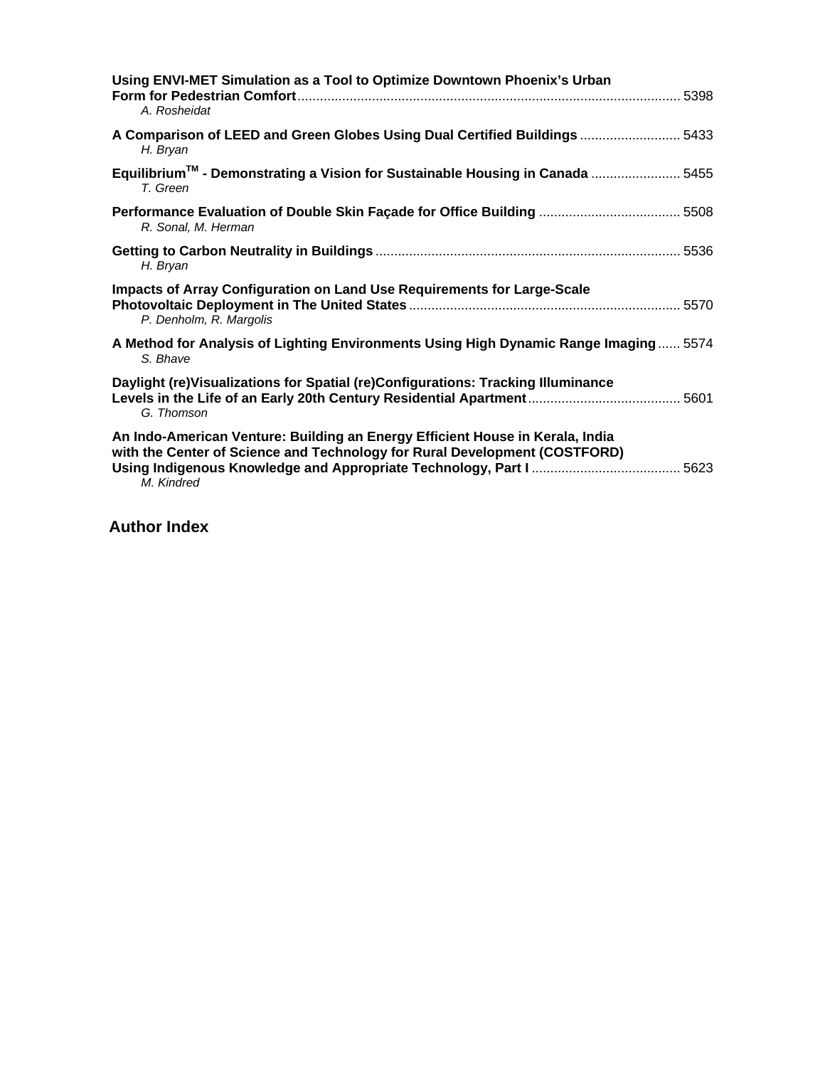**Using ENVI-MET Simulation as a Tool to Optimize Downtown Phoenix's Urban Form for Pedestrian Comfort** ........................................................................................................ 5398
*A. Rosheidat*

**A Comparison of LEED and Green Globes Using Dual Certified Buildings** ........................... 5433
*H. Bryan*

**Equilibrium$^{TM}$ - Demonstrating a Vision for Sustainable Housing in Canada** ........................ 5455
*T. Green*

**Performance Evaluation of Double Skin Façade for Office Building** ...................................... 5508
*R. Sonal, M. Herman*

**Getting to Carbon Neutrality in Buildings** ................................................................................. 5536
*H. Bryan*

**Impacts of Array Configuration on Land Use Requirements for Large-Scale Photovoltaic Deployment in The United States** ......................................................................... 5570
*P. Denholm, R. Margolis*

**A Method for Analysis of Lighting Environments Using High Dynamic Range Imaging** ...... 5574
*S. Bhave*

**Daylight (re)Visualizations for Spatial (re)Configurations: Tracking Illuminance Levels in the Life of an Early 20th Century Residential Apartment** ......................................... 5601
*G. Thomson*

**An Indo-American Venture: Building an Energy Efficient House in Kerala, India with the Center of Science and Technology for Rural Development (COSTFORD) Using Indigenous Knowledge and Appropriate Technology, Part I** ........................................ 5623
*M. Kindred*

## Author Index